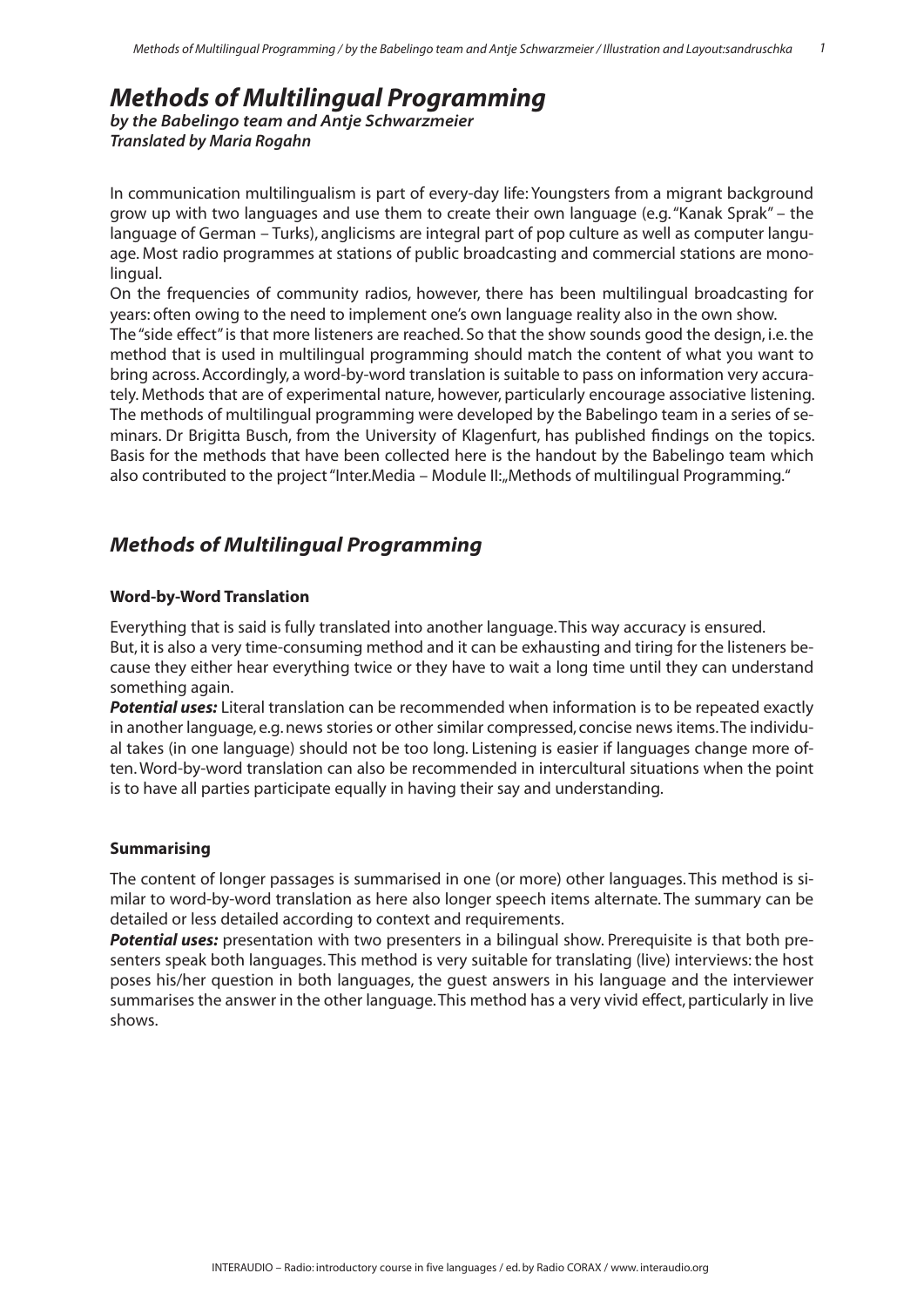// Methods of Multilingual Programming

*by the Babelingo team and Antje Schwarzmeier*
*Translated by Maria Rogahn*

In communication multilingualism is part of every-day life: Youngsters from a migrant background grow up with two languages and use them to create their own language (e.g. "Kanak Sprak" – the language of German – Turks), anglicisms are integral part of pop culture as well as computer language. Most radio programmes at stations of public broadcasting and commercial stations are monolingual.

On the frequencies of community radios, however, there has been multilingual broadcasting for years: often owing to the need to implement one's own language reality also in the own show.

The "side effect" is that more listeners are reached. So that the show sounds good the design, i.e. the method that is used in multilingual programming should match the content of what you want to bring across. Accordingly, a word-by-word translation is suitable to pass on information very accurately. Methods that are of experimental nature, however, particularly encourage associative listening. The methods of multilingual programming were developed by the Babelingo team in a series of seminars. Dr Brigitta Busch, from the University of Klagenfurt, has published findings on the topics. Basis for the methods that have been collected here is the handout by the Babelingo team which also contributed to the project "Inter.Media – Module II:„Methods of multilingual Programming."

## Methods of Multilingual Programming

### Word-by-Word Translation

Everything that is said is fully translated into another language. This way accuracy is ensured.
But, it is also a very time-consuming method and it can be exhausting and tiring for the listeners because they either hear everything twice or they have to wait a long time until they can understand something again.

***Potential uses:*** Literal translation can be recommended when information is to be repeated exactly in another language, e.g. news stories or other similar compressed, concise news items. The individual takes (in one language) should not be too long. Listening is easier if languages change more often. Word-by-word translation can also be recommended in intercultural situations when the point is to have all parties participate equally in having their say and understanding.

### Summarising

The content of longer passages is summarised in one (or more) other languages. This method is similar to word-by-word translation as here also longer speech items alternate. The summary can be detailed or less detailed according to context and requirements.

***Potential uses:*** presentation with two presenters in a bilingual show. Prerequisite is that both presenters speak both languages. This method is very suitable for translating (live) interviews: the host poses his/her question in both languages, the guest answers in his language and the interviewer summarises the answer in the other language. This method has a very vivid effect, particularly in live shows.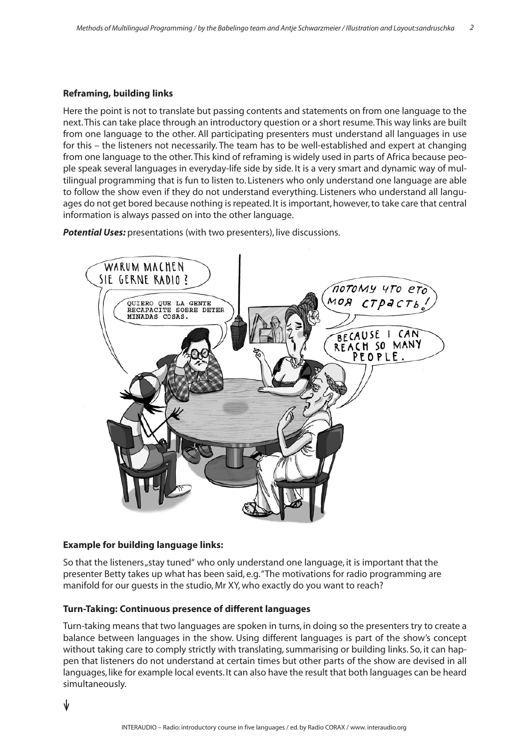### Reframing, building links

Here the point is not to translate but passing contents and statements on from one language to the next. This can take place through an introductory question or a short resume. This way links are built from one language to the other. All participating presenters must understand all languages in use for this – the listeners not necessarily. The team has to be well-established and expert at changing from one language to the other. This kind of reframing is widely used in parts of Africa because people speak several languages in everyday-life side by side. It is a very smart and dynamic way of multilingual programming that is fun to listen to. Listeners who only understand one language are able to follow the show even if they do not understand everything. Listeners who understand all languages do not get bored because nothing is repeated. It is important, however, to take care that central information is always passed on into the other language.

***Potential Uses:*** presentations (with two presenters), live discussions.

### Example for building language links:

So that the listeners „stay tuned" who only understand one language, it is important that the presenter Betty takes up what has been said, e.g. "The motivations for radio programming are manifold for our guests in the studio, Mr XY, who exactly do you want to reach?

### Turn-Taking: Continuous presence of different languages

Turn-taking means that two languages are spoken in turns, in doing so the presenters try to create a balance between languages in the show. Using different languages is part of the show's concept without taking care to comply strictly with translating, summarising or building links. So, it can happen that listeners do not understand at certain times but other parts of the show are devised in all languages, like for example local events. It can also have the result that both languages can be heard simultaneously.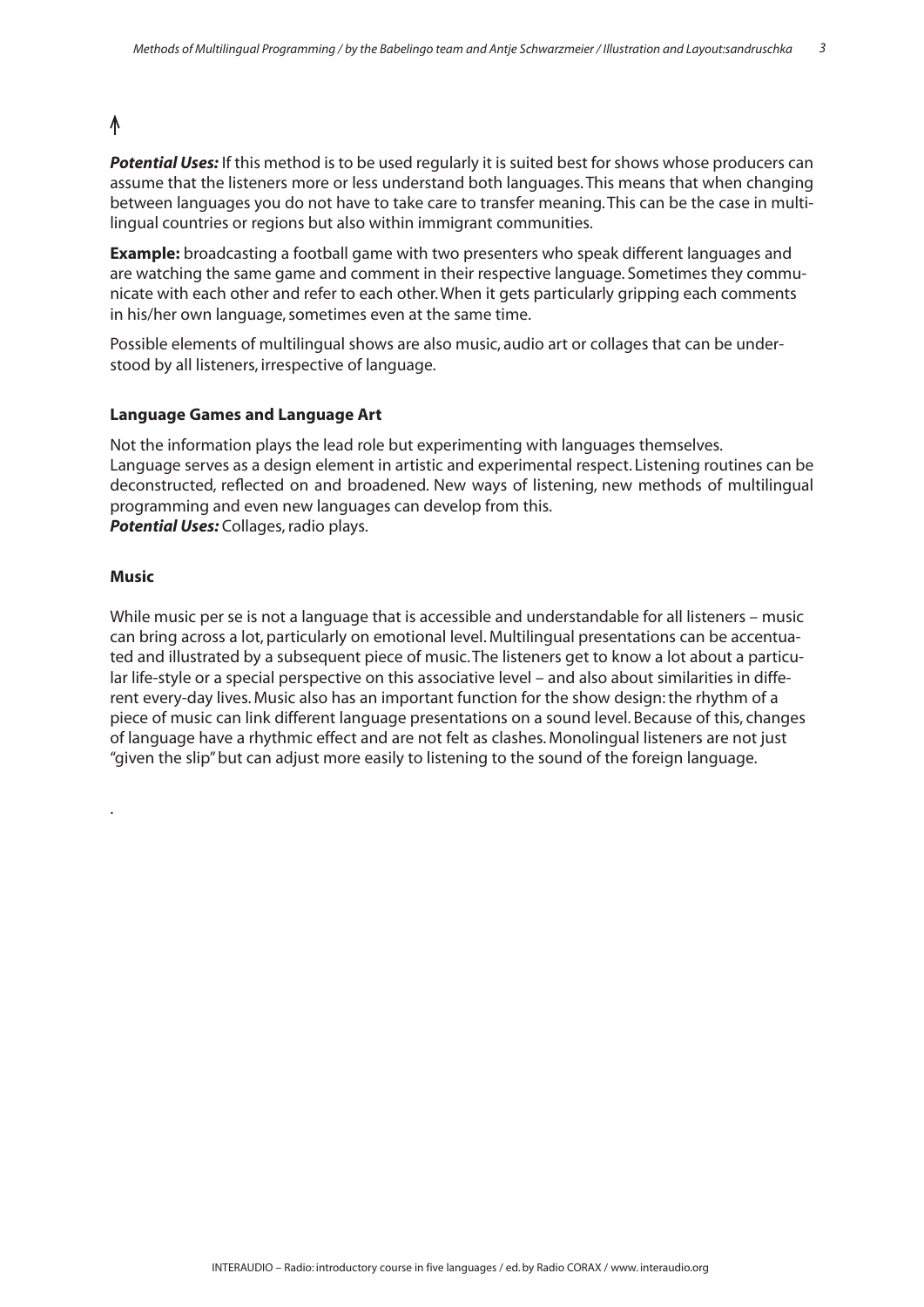**Potential Uses:** If this method is to be used regularly it is suited best for shows whose producers can assume that the listeners more or less understand both languages. This means that when changing between languages you do not have to take care to transfer meaning. This can be the case in multilingual countries or regions but also within immigrant communities.

**Example:** broadcasting a football game with two presenters who speak different languages and are watching the same game and comment in their respective language. Sometimes they communicate with each other and refer to each other. When it gets particularly gripping each comments in his/her own language, sometimes even at the same time.

Possible elements of multilingual shows are also music, audio art or collages that can be understood by all listeners, irrespective of language.

### Language Games and Language Art

Not the information plays the lead role but experimenting with languages themselves. Language serves as a design element in artistic and experimental respect. Listening routines can be deconstructed, reflected on and broadened. New ways of listening, new methods of multilingual programming and even new languages can develop from this.
**Potential Uses:** Collages, radio plays.

### Music

While music per se is not a language that is accessible and understandable for all listeners – music can bring across a lot, particularly on emotional level. Multilingual presentations can be accentuated and illustrated by a subsequent piece of music. The listeners get to know a lot about a particular life-style or a special perspective on this associative level – and also about similarities in different every-day lives. Music also has an important function for the show design: the rhythm of a piece of music can link different language presentations on a sound level. Because of this, changes of language have a rhythmic effect and are not felt as clashes. Monolingual listeners are not just "given the slip" but can adjust more easily to listening to the sound of the foreign language.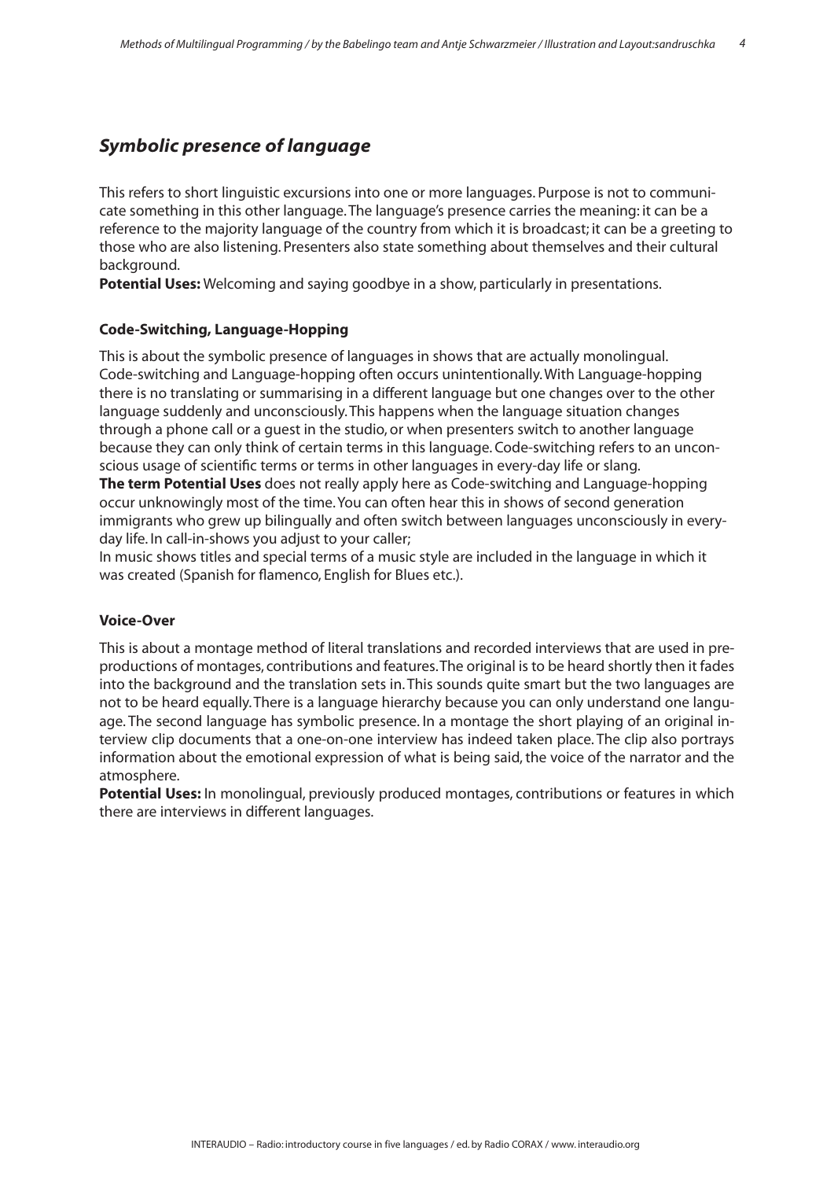## *Symbolic presence of language*

This refers to short linguistic excursions into one or more languages. Purpose is not to communicate something in this other language. The language's presence carries the meaning: it can be a reference to the majority language of the country from which it is broadcast; it can be a greeting to those who are also listening. Presenters also state something about themselves and their cultural background.
**Potential Uses:** Welcoming and saying goodbye in a show, particularly in presentations.

### Code-Switching, Language-Hopping

This is about the symbolic presence of languages in shows that are actually monolingual. Code-switching and Language-hopping often occurs unintentionally. With Language-hopping there is no translating or summarising in a different language but one changes over to the other language suddenly and unconsciously. This happens when the language situation changes through a phone call or a guest in the studio, or when presenters switch to another language because they can only think of certain terms in this language. Code-switching refers to an unconscious usage of scientific terms or terms in other languages in every-day life or slang.
**The term Potential Uses** does not really apply here as Code-switching and Language-hopping occur unknowingly most of the time. You can often hear this in shows of second generation immigrants who grew up bilingually and often switch between languages unconsciously in everyday life. In call-in-shows you adjust to your caller;
In music shows titles and special terms of a music style are included in the language in which it was created (Spanish for flamenco, English for Blues etc.).

### Voice-Over

This is about a montage method of literal translations and recorded interviews that are used in preproductions of montages, contributions and features. The original is to be heard shortly then it fades into the background and the translation sets in. This sounds quite smart but the two languages are not to be heard equally. There is a language hierarchy because you can only understand one language. The second language has symbolic presence. In a montage the short playing of an original interview clip documents that a one-on-one interview has indeed taken place. The clip also portrays information about the emotional expression of what is being said, the voice of the narrator and the atmosphere.
**Potential Uses:** In monolingual, previously produced montages, contributions or features in which there are interviews in different languages.